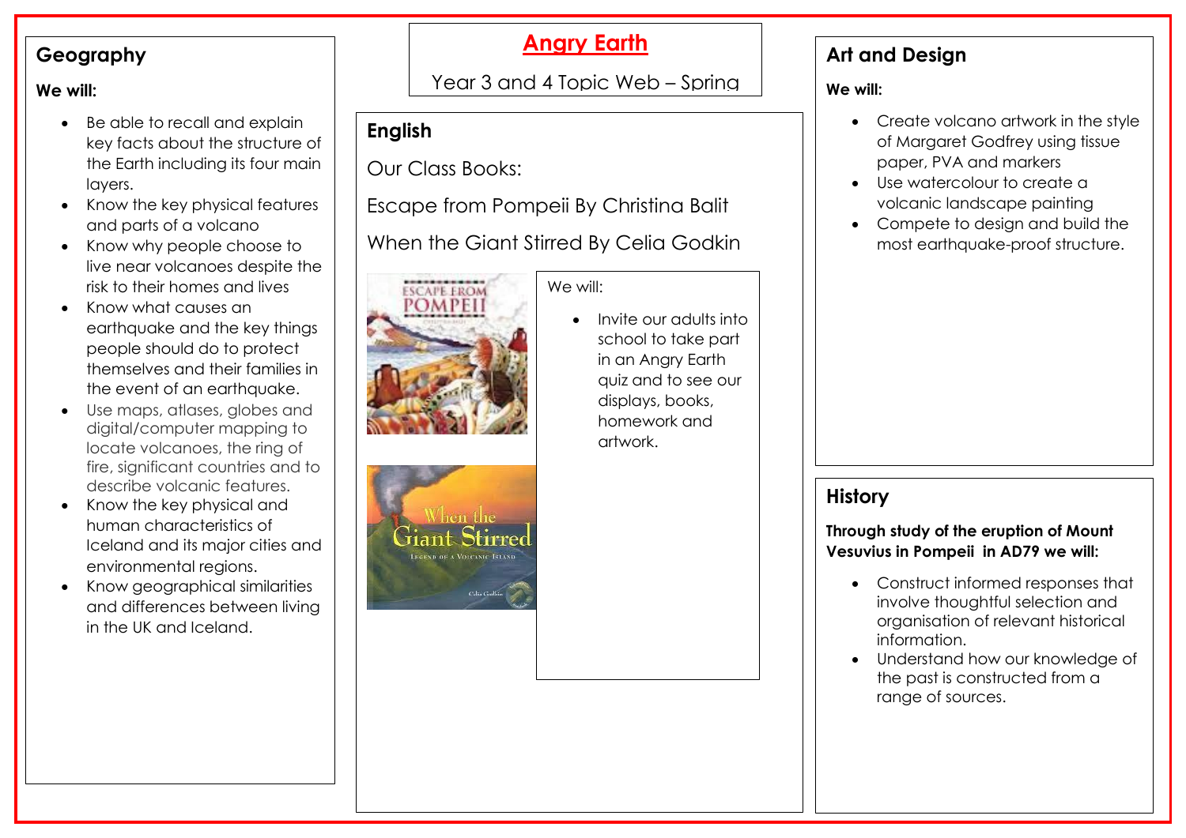# Angry Earth

Year 3 and 4 Topic Web – Spring

## Geography

**We will:**

- Be able to recall and explain key facts about the structure of the Earth including its four main layers.
- Know the key physical features and parts of a volcano
- Know why people choose to live near volcanoes despite the risk to their homes and lives
- Know what causes an earthquake and the key things people should do to protect themselves and their families in the event of an earthquake.
- Use maps, atlases, globes and digital/computer mapping to locate volcanoes, the ring of fire, significant countries and to describe volcanic features.
- Know the key physical and human characteristics of Iceland and its major cities and environmental regions.
- Know geographical similarities and differences between living in the UK and Iceland.

## English

Our Class Books:

Escape from Pompeii By Christina Balit

When the Giant Stirred By Celia Godkin

We will:

- Invite our adults into school to take part in an Angry Earth quiz and to see our displays, books, homework and artwork.

## Art and Design

**We will:**

- Create volcano artwork in the style of Margaret Godfrey using tissue paper, PVA and markers
- Use watercolour to create a volcanic landscape painting
- Compete to design and build the most earthquake-proof structure.

## History

**Through study of the eruption of Mount Vesuvius in Pompeii in AD79 we will:**

- Construct informed responses that involve thoughtful selection and organisation of relevant historical information.
- Understand how our knowledge of the past is constructed from a range of sources.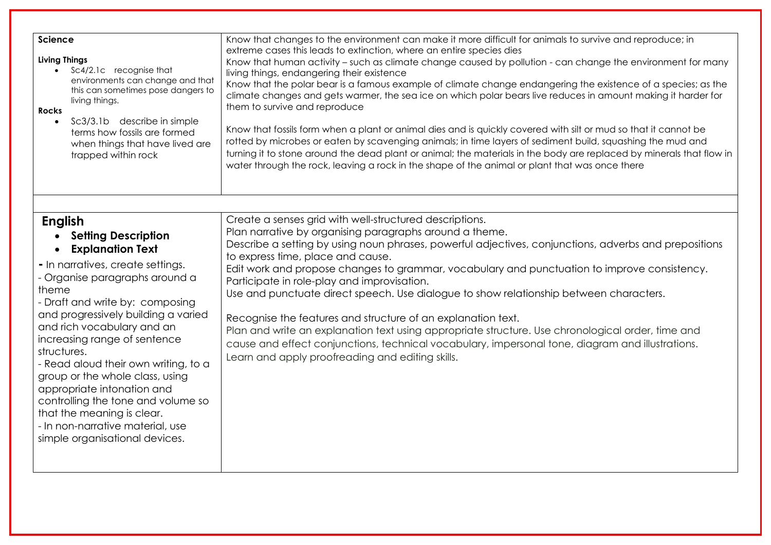| | |
|---|---|
| **Science**<br><br>**Living Things**<br>• Sc4/2.1c recognise that environments can change and that this can sometimes pose dangers to living things.<br>**Rocks**<br>• Sc3/3.1b describe in simple terms how fossils are formed when things that have lived are trapped within rock | Know that changes to the environment can make it more difficult for animals to survive and reproduce; in extreme cases this leads to extinction, where an entire species dies<br>Know that human activity – such as climate change caused by pollution - can change the environment for many living things, endangering their existence<br>Know that the polar bear is a famous example of climate change endangering the existence of a species; as the climate changes and gets warmer, the sea ice on which polar bears live reduces in amount making it harder for them to survive and reproduce<br><br>Know that fossils form when a plant or animal dies and is quickly covered with silt or mud so that it cannot be rotted by microbes or eaten by scavenging animals; in time layers of sediment build, squashing the mud and turning it to stone around the dead plant or animal; the materials in the body are replaced by minerals that flow in water through the rock, leaving a rock in the shape of the animal or plant that was once there |
| | |
| **English**<br>• **Setting Description**<br>• **Explanation Text**<br>- In narratives, create settings.<br>- Organise paragraphs around a theme<br>- Draft and write by: composing and progressively building a varied and rich vocabulary and an increasing range of sentence structures.<br>- Read aloud their own writing, to a group or the whole class, using appropriate intonation and controlling the tone and volume so that the meaning is clear.<br>- In non-narrative material, use simple organisational devices. | Create a senses grid with well-structured descriptions.<br>Plan narrative by organising paragraphs around a theme.<br>Describe a setting by using noun phrases, powerful adjectives, conjunctions, adverbs and prepositions to express time, place and cause.<br>Edit work and propose changes to grammar, vocabulary and punctuation to improve consistency.<br>Participate in role-play and improvisation.<br>Use and punctuate direct speech. Use dialogue to show relationship between characters.<br><br>Recognise the features and structure of an explanation text.<br>Plan and write an explanation text using appropriate structure. Use chronological order, time and cause and effect conjunctions, technical vocabulary, impersonal tone, diagram and illustrations.<br>Learn and apply proofreading and editing skills. |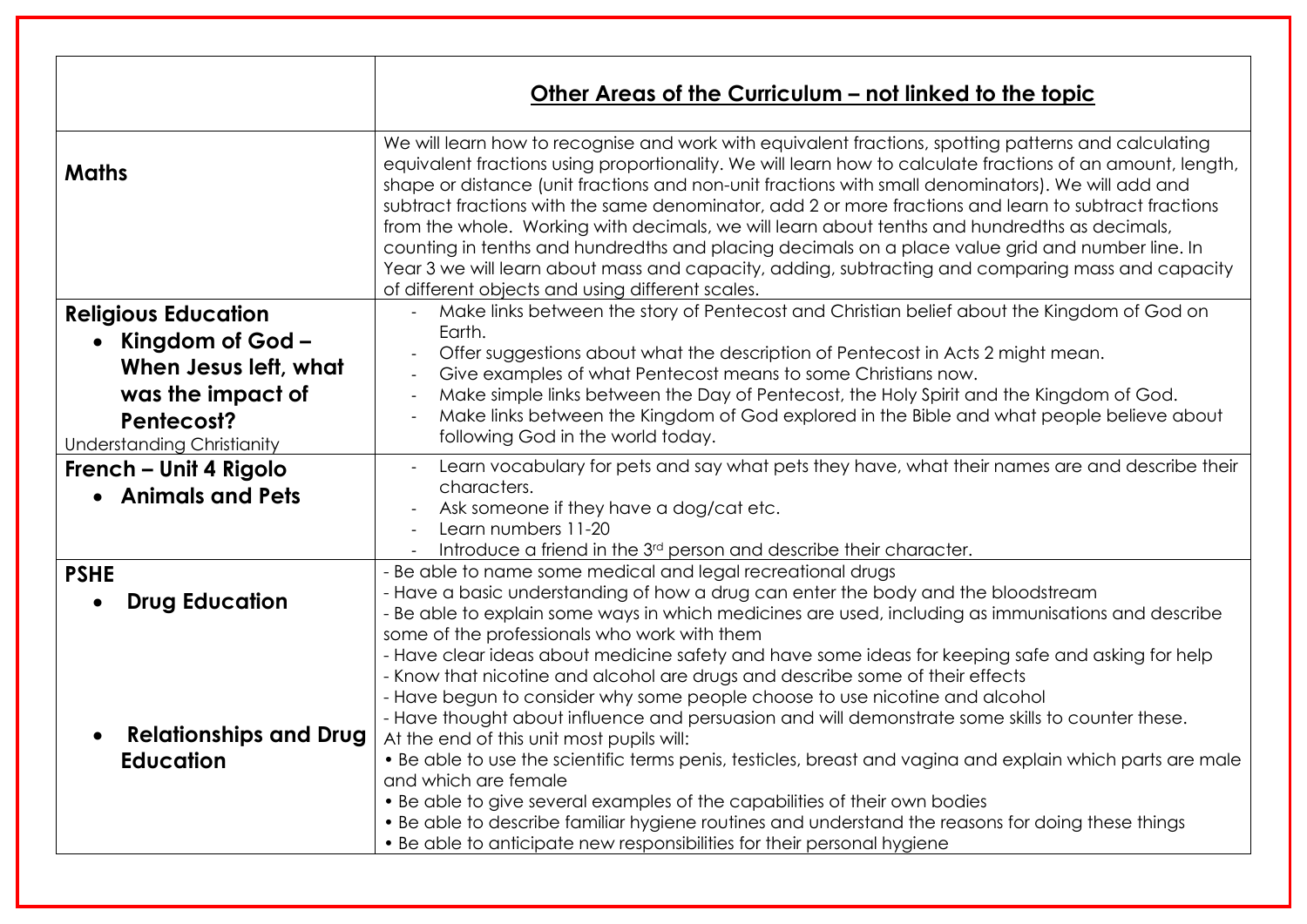| | **Other Areas of the Curriculum – not linked to the topic** |
|---|---|
| **Maths** | We will learn how to recognise and work with equivalent fractions, spotting patterns and calculating equivalent fractions using proportionality. We will learn how to calculate fractions of an amount, length, shape or distance (unit fractions and non-unit fractions with small denominators). We will add and subtract fractions with the same denominator, add 2 or more fractions and learn to subtract fractions from the whole. Working with decimals, we will learn about tenths and hundredths as decimals, counting in tenths and hundredths and placing decimals on a place value grid and number line. In Year 3 we will learn about mass and capacity, adding, subtracting and comparing mass and capacity of different objects and using different scales. |
| **Religious Education**<br>• **Kingdom of God – When Jesus left, what was the impact of Pentecost?**<br>Understanding Christianity | - Make links between the story of Pentecost and Christian belief about the Kingdom of God on Earth.<br>- Offer suggestions about what the description of Pentecost in Acts 2 might mean.<br>- Give examples of what Pentecost means to some Christians now.<br>- Make simple links between the Day of Pentecost, the Holy Spirit and the Kingdom of God.<br>- Make links between the Kingdom of God explored in the Bible and what people believe about following God in the world today. |
| **French – Unit 4 Rigolo**<br>• **Animals and Pets** | - Learn vocabulary for pets and say what pets they have, what their names are and describe their characters.<br>- Ask someone if they have a dog/cat etc.<br>- Learn numbers 11-20<br>- Introduce a friend in the 3rd person and describe their character. |
| **PSHE**<br>• **Drug Education**<br><br>• **Relationships and Drug Education** | - Be able to name some medical and legal recreational drugs<br>- Have a basic understanding of how a drug can enter the body and the bloodstream<br>- Be able to explain some ways in which medicines are used, including as immunisations and describe some of the professionals who work with them<br>- Have clear ideas about medicine safety and have some ideas for keeping safe and asking for help<br>- Know that nicotine and alcohol are drugs and describe some of their effects<br>- Have begun to consider why some people choose to use nicotine and alcohol<br>- Have thought about influence and persuasion and will demonstrate some skills to counter these.<br>At the end of this unit most pupils will:<br>• Be able to use the scientific terms penis, testicles, breast and vagina and explain which parts are male and which are female<br>• Be able to give several examples of the capabilities of their own bodies<br>• Be able to describe familiar hygiene routines and understand the reasons for doing these things<br>• Be able to anticipate new responsibilities for their personal hygiene |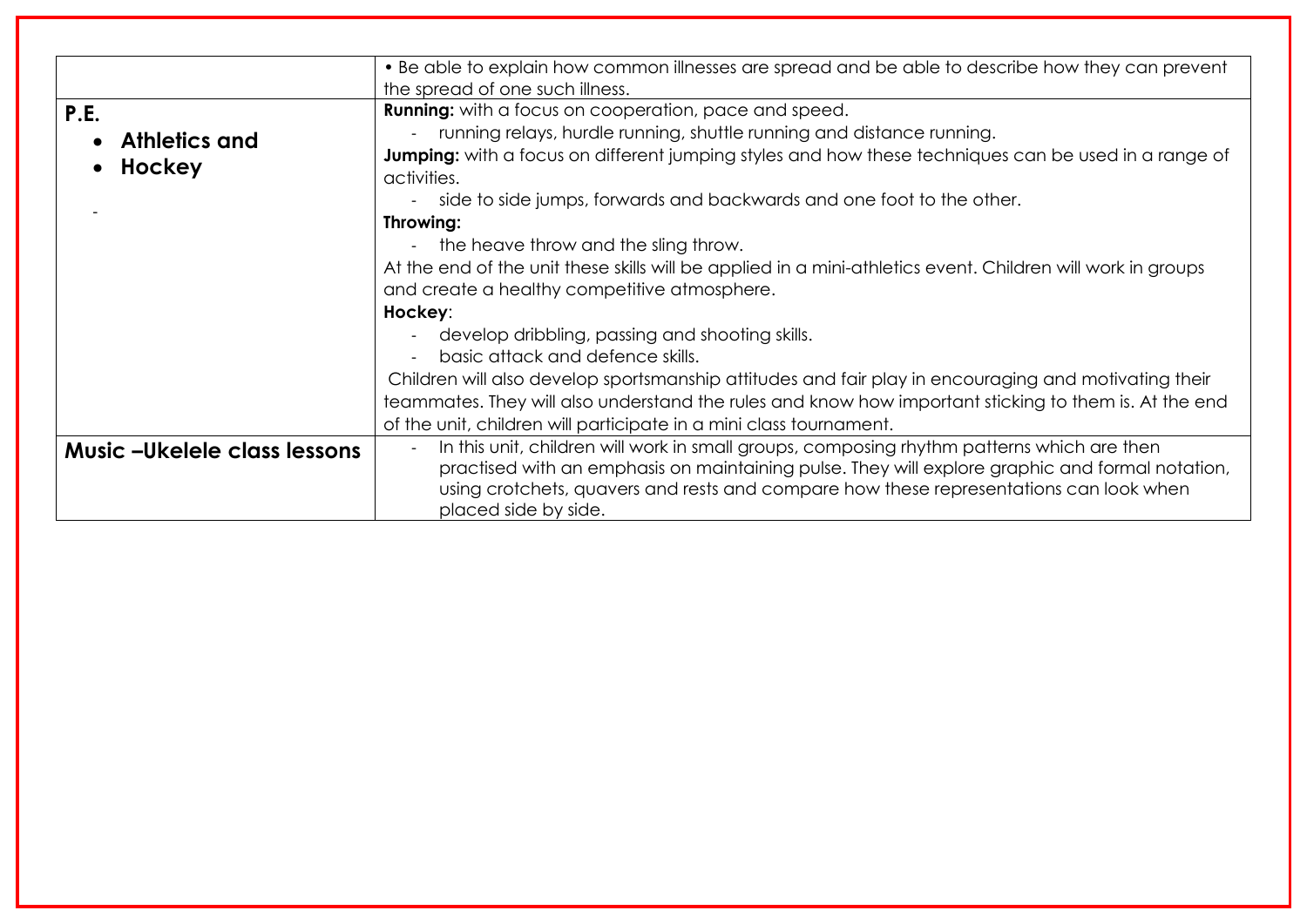| | |
|---|---|
| | • Be able to explain how common illnesses are spread and be able to describe how they can prevent the spread of one such illness. |
| **P.E.**<br>• **Athletics and**<br>• **Hockey**<br><br>- | **Running:** with a focus on cooperation, pace and speed.<br>- running relays, hurdle running, shuttle running and distance running.<br>**Jumping:** with a focus on different jumping styles and how these techniques can be used in a range of activities.<br>- side to side jumps, forwards and backwards and one foot to the other.<br>**Throwing:**<br>- the heave throw and the sling throw.<br>At the end of the unit these skills will be applied in a mini-athletics event. Children will work in groups and create a healthy competitive atmosphere.<br>**Hockey**:<br>- develop dribbling, passing and shooting skills.<br>- basic attack and defence skills.<br>Children will also develop sportsmanship attitudes and fair play in encouraging and motivating their teammates. They will also understand the rules and know how important sticking to them is. At the end of the unit, children will participate in a mini class tournament. |
| **Music –Ukelele class lessons** | - In this unit, children will work in small groups, composing rhythm patterns which are then practised with an emphasis on maintaining pulse. They will explore graphic and formal notation, using crotchets, quavers and rests and compare how these representations can look when placed side by side. |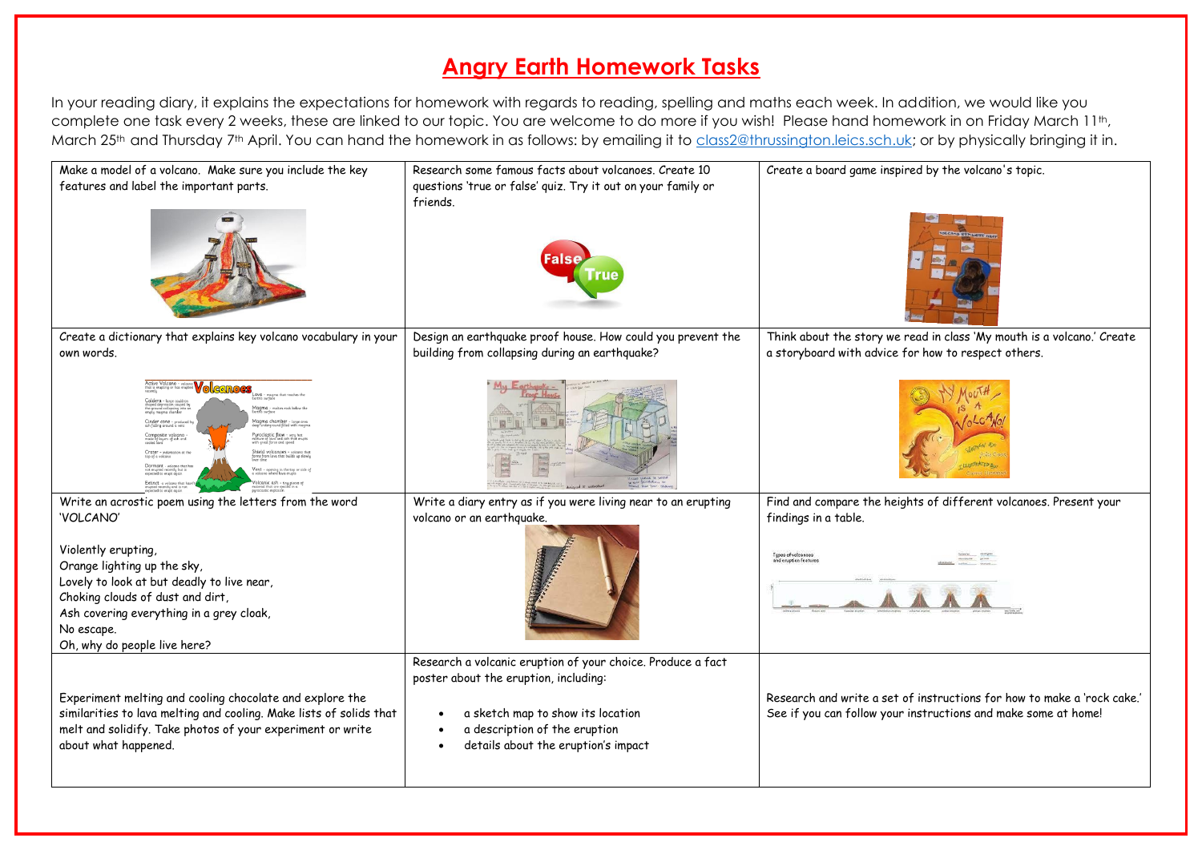# Angry Earth Homework Tasks

In your reading diary, it explains the expectations for homework with regards to reading, spelling and maths each week. In addition, we would like you complete one task every 2 weeks, these are linked to our topic. You are welcome to do more if you wish! Please hand homework in on Friday March 11th, March 25th and Thursday 7th April. You can hand the homework in as follows: by emailing it to class2@thrussington.leics.sch.uk; or by physically bringing it in.

| | | |
|---|---|---|
| Make a model of a volcano. Make sure you include the key features and label the important parts. | Research some famous facts about volcanoes. Create 10 questions 'true or false' quiz. Try it out on your family or friends. | Create a board game inspired by the volcano's topic. |
| Create a dictionary that explains key volcano vocabulary in your own words. | Design an earthquake proof house. How could you prevent the building from collapsing during an earthquake? | Think about the story we read in class 'My mouth is a volcano.' Create a storyboard with advice for how to respect others. |
| Write an acrostic poem using the letters from the word 'VOLCANO'<br><br>Violently erupting,<br>Orange lighting up the sky,<br>Lovely to look at but deadly to live near,<br>Choking clouds of dust and dirt,<br>Ash covering everything in a grey cloak,<br>No escape.<br>Oh, why do people live here? | Write a diary entry as if you were living near to an erupting volcano or an earthquake. | Find and compare the heights of different volcanoes. Present your findings in a table. |
| Experiment melting and cooling chocolate and explore the similarities to lava melting and cooling. Make lists of solids that melt and solidify. Take photos of your experiment or write about what happened. | Research a volcanic eruption of your choice. Produce a fact poster about the eruption, including:<br>• a sketch map to show its location<br>• a description of the eruption<br>• details about the eruption's impact | Research and write a set of instructions for how to make a 'rock cake.' See if you can follow your instructions and make some at home! |